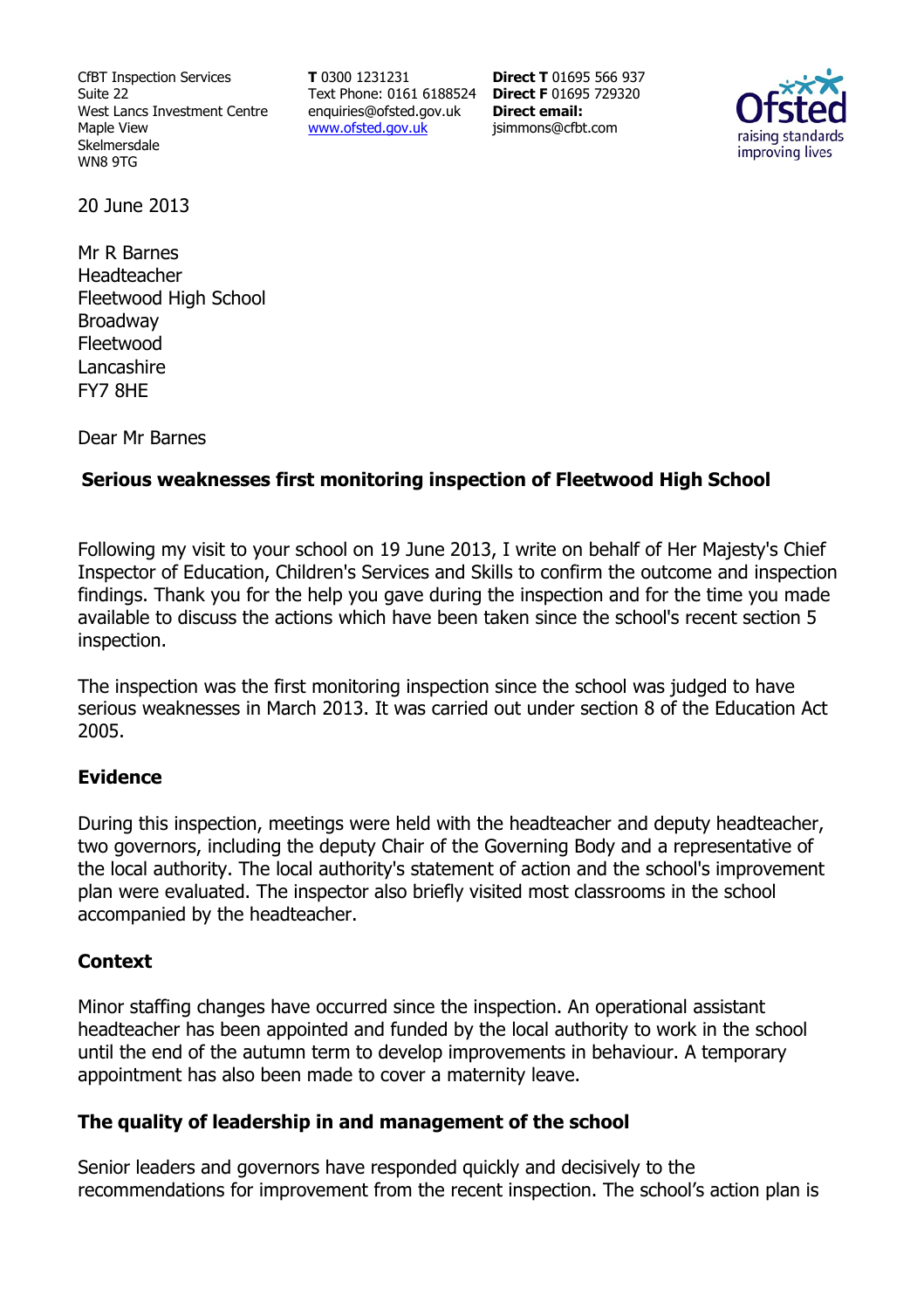CfBT Inspection Services
Suite 22
West Lancs Investment Centre
Maple View
Skelmersdale
WN8 9TG

**T** 0300 1231231
Text Phone: 0161 6188524
enquiries@ofsted.gov.uk
www.ofsted.gov.uk

**Direct T** 01695 566 937
**Direct F** 01695 729320
**Direct email:**
jsimmons@cfbt.com

20 June 2013

Mr R Barnes
Headteacher
Fleetwood High School
Broadway
Fleetwood
Lancashire
FY7 8HE

Dear Mr Barnes

**Serious weaknesses first monitoring inspection of Fleetwood High School**

Following my visit to your school on 19 June 2013, I write on behalf of Her Majesty's Chief Inspector of Education, Children's Services and Skills to confirm the outcome and inspection findings. Thank you for the help you gave during the inspection and for the time you made available to discuss the actions which have been taken since the school's recent section 5 inspection.

The inspection was the first monitoring inspection since the school was judged to have serious weaknesses in March 2013. It was carried out under section 8 of the Education Act 2005.

## Evidence

During this inspection, meetings were held with the headteacher and deputy headteacher, two governors, including the deputy Chair of the Governing Body and a representative of the local authority. The local authority's statement of action and the school's improvement plan were evaluated. The inspector also briefly visited most classrooms in the school accompanied by the headteacher.

## Context

Minor staffing changes have occurred since the inspection. An operational assistant headteacher has been appointed and funded by the local authority to work in the school until the end of the autumn term to develop improvements in behaviour. A temporary appointment has also been made to cover a maternity leave.

## The quality of leadership in and management of the school

Senior leaders and governors have responded quickly and decisively to the recommendations for improvement from the recent inspection. The school's action plan is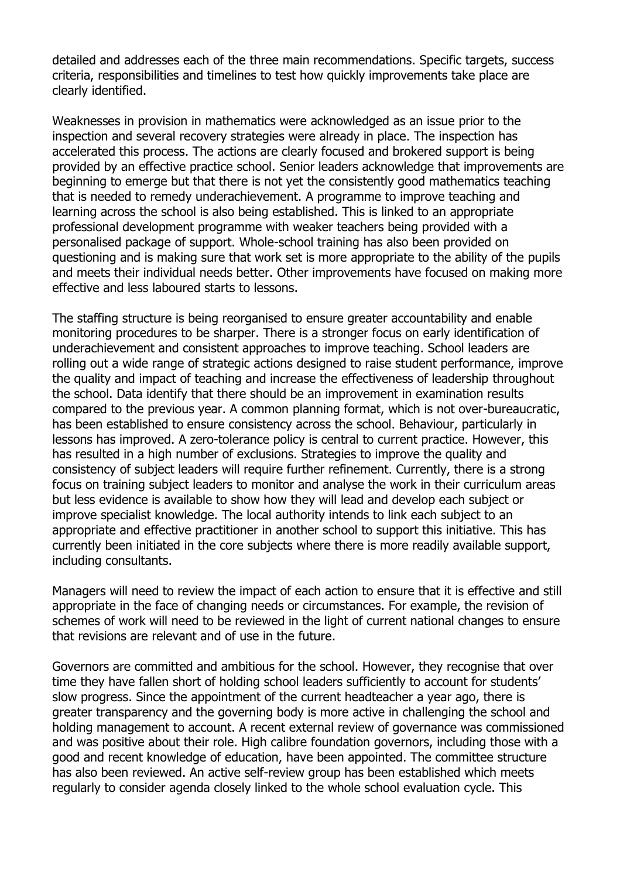detailed and addresses each of the three main recommendations. Specific targets, success criteria, responsibilities and timelines to test how quickly improvements take place are clearly identified.

Weaknesses in provision in mathematics were acknowledged as an issue prior to the inspection and several recovery strategies were already in place. The inspection has accelerated this process. The actions are clearly focused and brokered support is being provided by an effective practice school. Senior leaders acknowledge that improvements are beginning to emerge but that there is not yet the consistently good mathematics teaching that is needed to remedy underachievement. A programme to improve teaching and learning across the school is also being established. This is linked to an appropriate professional development programme with weaker teachers being provided with a personalised package of support. Whole-school training has also been provided on questioning and is making sure that work set is more appropriate to the ability of the pupils and meets their individual needs better. Other improvements have focused on making more effective and less laboured starts to lessons.

The staffing structure is being reorganised to ensure greater accountability and enable monitoring procedures to be sharper. There is a stronger focus on early identification of underachievement and consistent approaches to improve teaching. School leaders are rolling out a wide range of strategic actions designed to raise student performance, improve the quality and impact of teaching and increase the effectiveness of leadership throughout the school. Data identify that there should be an improvement in examination results compared to the previous year. A common planning format, which is not over-bureaucratic, has been established to ensure consistency across the school. Behaviour, particularly in lessons has improved. A zero-tolerance policy is central to current practice. However, this has resulted in a high number of exclusions. Strategies to improve the quality and consistency of subject leaders will require further refinement. Currently, there is a strong focus on training subject leaders to monitor and analyse the work in their curriculum areas but less evidence is available to show how they will lead and develop each subject or improve specialist knowledge. The local authority intends to link each subject to an appropriate and effective practitioner in another school to support this initiative. This has currently been initiated in the core subjects where there is more readily available support, including consultants.

Managers will need to review the impact of each action to ensure that it is effective and still appropriate in the face of changing needs or circumstances. For example, the revision of schemes of work will need to be reviewed in the light of current national changes to ensure that revisions are relevant and of use in the future.

Governors are committed and ambitious for the school. However, they recognise that over time they have fallen short of holding school leaders sufficiently to account for students' slow progress. Since the appointment of the current headteacher a year ago, there is greater transparency and the governing body is more active in challenging the school and holding management to account. A recent external review of governance was commissioned and was positive about their role. High calibre foundation governors, including those with a good and recent knowledge of education, have been appointed. The committee structure has also been reviewed. An active self-review group has been established which meets regularly to consider agenda closely linked to the whole school evaluation cycle. This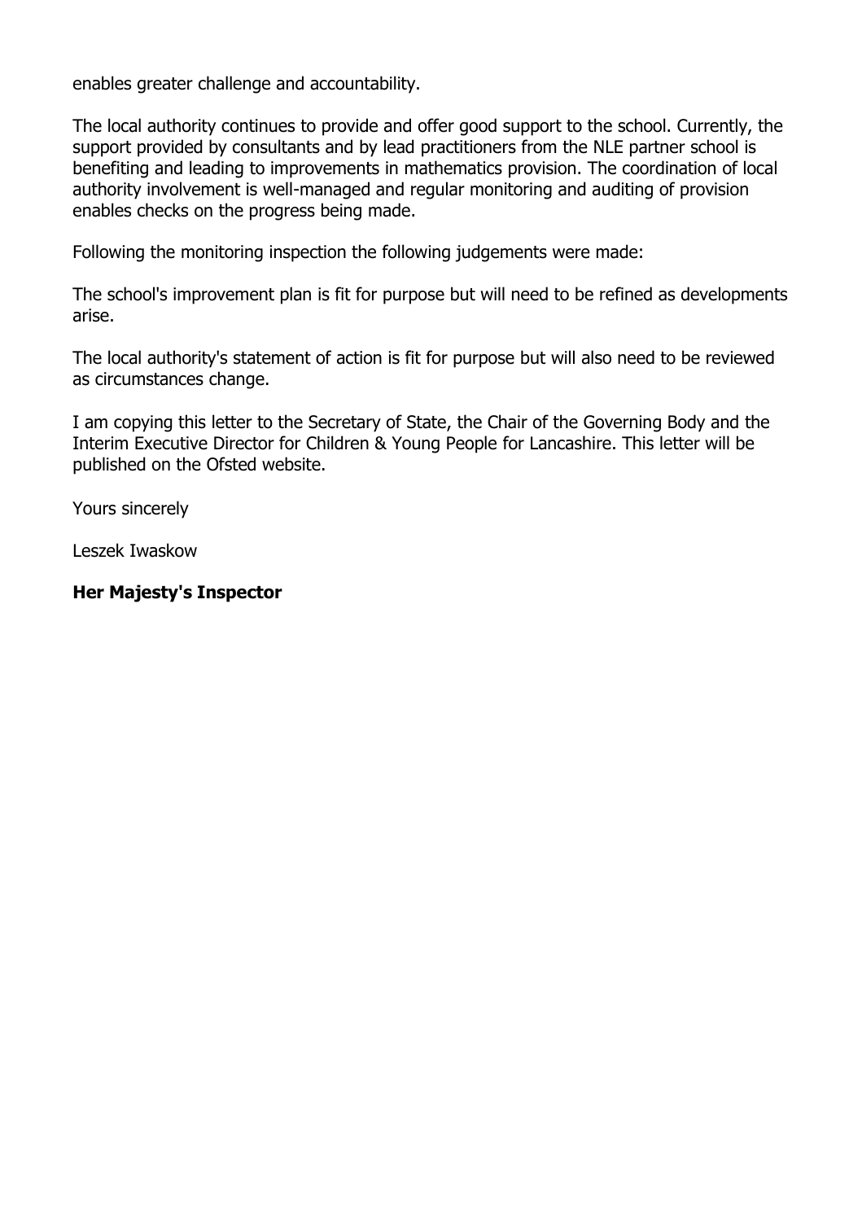enables greater challenge and accountability.

The local authority continues to provide and offer good support to the school. Currently, the support provided by consultants and by lead practitioners from the NLE partner school is benefiting and leading to improvements in mathematics provision. The coordination of local authority involvement is well-managed and regular monitoring and auditing of provision enables checks on the progress being made.

Following the monitoring inspection the following judgements were made:

The school's improvement plan is fit for purpose but will need to be refined as developments arise.

The local authority's statement of action is fit for purpose but will also need to be reviewed as circumstances change.

I am copying this letter to the Secretary of State, the Chair of the Governing Body and the Interim Executive Director for Children & Young People for Lancashire. This letter will be published on the Ofsted website.

Yours sincerely

Leszek Iwaskow

**Her Majesty's Inspector**